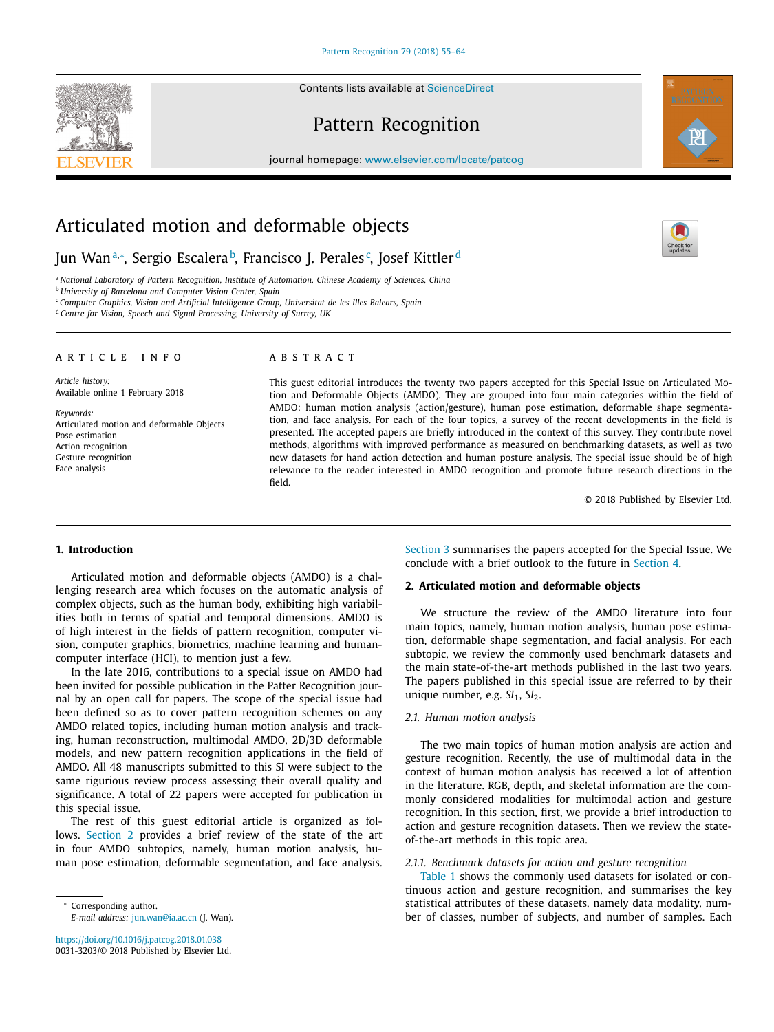# Articulated motion and deformable objects

Jun Wan[a,*], Sergio Escalera[b], Francisco J. Perales[c], Josef Kittler[d]

[a] National Laboratory of Pattern Recognition, Institute of Automation, Chinese Academy of Sciences, China
[b] University of Barcelona and Computer Vision Center, Spain
[c] Computer Graphics, Vision and Artificial Intelligence Group, Universitat de les Illes Balears, Spain
[d] Centre for Vision, Speech and Signal Processing, University of Surrey, UK

## ARTICLE INFO

*Article history:*
Available online 1 February 2018

*Keywords:*
Articulated motion and deformable Objects
Pose estimation
Action recognition
Gesture recognition
Face analysis

## ABSTRACT

This guest editorial introduces the twenty two papers accepted for this Special Issue on Articulated Motion and Deformable Objects (AMDO). They are grouped into four main categories within the field of AMDO: human motion analysis (action/gesture), human pose estimation, deformable shape segmentation, and face analysis. For each of the four topics, a survey of the recent developments in the field is presented. The accepted papers are briefly introduced in the context of this survey. They contribute novel methods, algorithms with improved performance as measured on benchmarking datasets, as well as two new datasets for hand action detection and human posture analysis. The special issue should be of high relevance to the reader interested in AMDO recognition and promote future research directions in the field.

© 2018 Published by Elsevier Ltd.

## 1. Introduction

Articulated motion and deformable objects (AMDO) is a challenging research area which focuses on the automatic analysis of complex objects, such as the human body, exhibiting high variabilities both in terms of spatial and temporal dimensions. AMDO is of high interest in the fields of pattern recognition, computer vision, computer graphics, biometrics, machine learning and human-computer interface (HCI), to mention just a few.

In the late 2016, contributions to a special issue on AMDO had been invited for possible publication in the Patter Recognition journal by an open call for papers. The scope of the special issue had been defined so as to cover pattern recognition schemes on any AMDO related topics, including human motion analysis and tracking, human reconstruction, multimodal AMDO, 2D/3D deformable models, and new pattern recognition applications in the field of AMDO. All 48 manuscripts submitted to this SI were subject to the same rigurious review process assessing their overall quality and significance. A total of 22 papers were accepted for publication in this special issue.

The rest of this guest editorial article is organized as follows. Section 2 provides a brief review of the state of the art in four AMDO subtopics, namely, human motion analysis, human pose estimation, deformable segmentation, and face analysis. Section 3 summarises the papers accepted for the Special Issue. We conclude with a brief outlook to the future in Section 4.

## 2. Articulated motion and deformable objects

We structure the review of the AMDO literature into four main topics, namely, human motion analysis, human pose estimation, deformable shape segmentation, and facial analysis. For each subtopic, we review the commonly used benchmark datasets and the main state-of-the-art methods published in the last two years. The papers published in this special issue are referred to by their unique number, e.g. $SI_1$, $SI_2$.

### 2.1. Human motion analysis

The two main topics of human motion analysis are action and gesture recognition. Recently, the use of multimodal data in the context of human motion analysis has received a lot of attention in the literature. RGB, depth, and skeletal information are the commonly considered modalities for multimodal action and gesture recognition. In this section, first, we provide a brief introduction to action and gesture recognition datasets. Then we review the state-of-the-art methods in this topic area.

#### 2.1.1. Benchmark datasets for action and gesture recognition

Table 1 shows the commonly used datasets for isolated or continuous action and gesture recognition, and summarises the key statistical attributes of these datasets, namely data modality, number of classes, number of subjects, and number of samples. Each

---

* Corresponding author.
*E-mail address:* jun.wan@ia.ac.cn (J. Wan).

https://doi.org/10.1016/j.patcog.2018.01.038
0031-3203/© 2018 Published by Elsevier Ltd.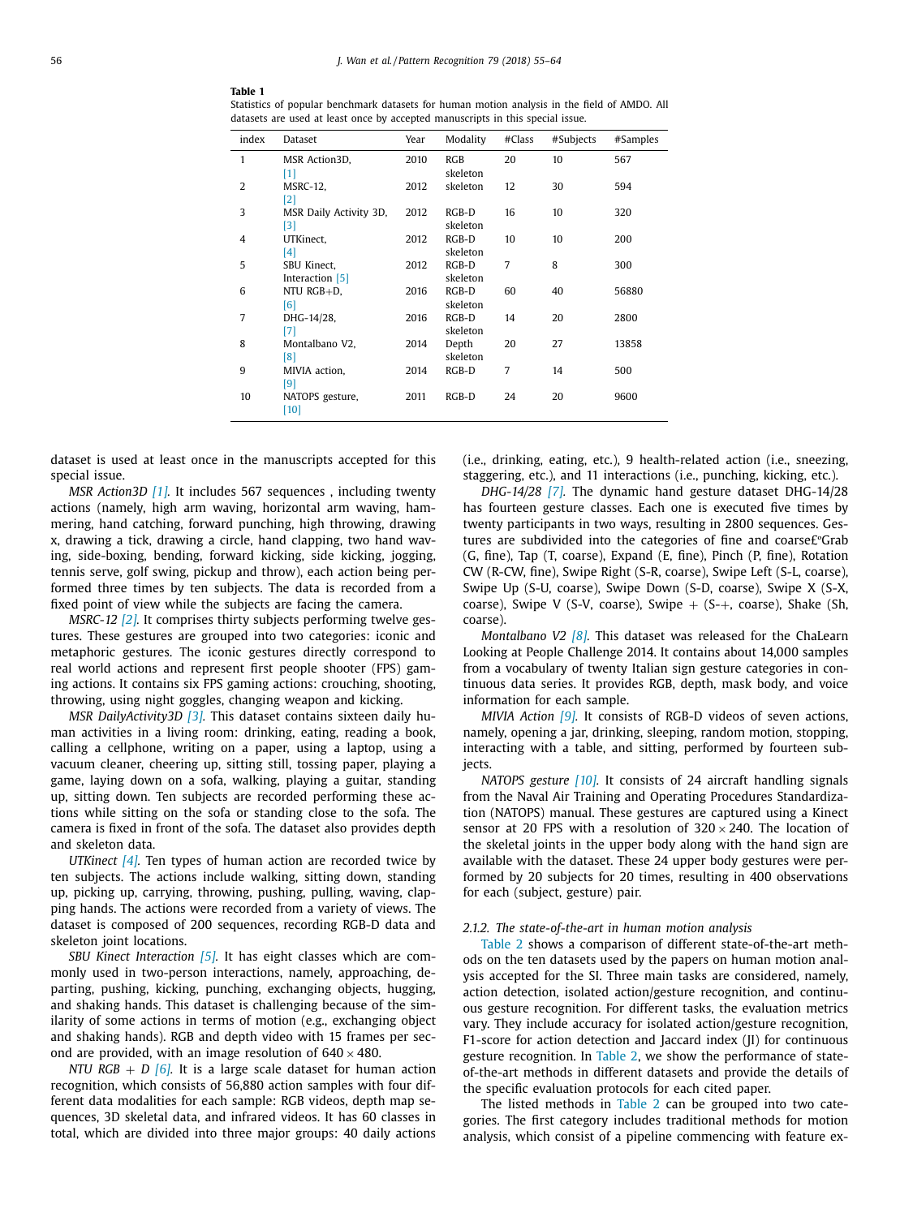**Table 1**
Statistics of popular benchmark datasets for human motion analysis in the field of AMDO. All datasets are used at least once by accepted manuscripts in this special issue.

| index | Dataset | Year | Modality | #Class | #Subjects | #Samples |
|---|---|---|---|---|---|---|
| 1 | MSR Action3D, [1] | 2010 | RGB skeleton | 20 | 10 | 567 |
| 2 | MSRC-12, [2] | 2012 | skeleton | 12 | 30 | 594 |
| 3 | MSR Daily Activity 3D, [3] | 2012 | RGB-D skeleton | 16 | 10 | 320 |
| 4 | UTKinect, [4] | 2012 | RGB-D skeleton | 10 | 10 | 200 |
| 5 | SBU Kinect, Interaction [5] | 2012 | RGB-D skeleton | 7 | 8 | 300 |
| 6 | NTU RGB+D, [6] | 2016 | RGB-D skeleton | 60 | 40 | 56880 |
| 7 | DHG-14/28, [7] | 2016 | RGB-D skeleton | 14 | 20 | 2800 |
| 8 | Montalbano V2, [8] | 2014 | Depth skeleton | 20 | 27 | 13858 |
| 9 | MIVIA action, [9] | 2014 | RGB-D | 7 | 14 | 500 |
| 10 | NATOPS gesture, [10] | 2011 | RGB-D | 24 | 20 | 9600 |

dataset is used at least once in the manuscripts accepted for this special issue.

*MSR Action3D [1].* It includes 567 sequences , including twenty actions (namely, high arm waving, horizontal arm waving, hammering, hand catching, forward punching, high throwing, drawing x, drawing a tick, drawing a circle, hand clapping, two hand waving, side-boxing, bending, forward kicking, side kicking, jogging, tennis serve, golf swing, pickup and throw), each action being performed three times by ten subjects. The data is recorded from a fixed point of view while the subjects are facing the camera.

*MSRC-12 [2].* It comprises thirty subjects performing twelve gestures. These gestures are grouped into two categories: iconic and metaphoric gestures. The iconic gestures directly correspond to real world actions and represent first people shooter (FPS) gaming actions. It contains six FPS gaming actions: crouching, shooting, throwing, using night goggles, changing weapon and kicking.

*MSR DailyActivity3D [3].* This dataset contains sixteen daily human activities in a living room: drinking, eating, reading a book, calling a cellphone, writing on a paper, using a laptop, using a vacuum cleaner, cheering up, sitting still, tossing paper, playing a game, laying down on a sofa, walking, playing a guitar, standing up, sitting down. Ten subjects are recorded performing these actions while sitting on the sofa or standing close to the sofa. The camera is fixed in front of the sofa. The dataset also provides depth and skeleton data.

*UTKinect [4].* Ten types of human action are recorded twice by ten subjects. The actions include walking, sitting down, standing up, picking up, carrying, throwing, pushing, pulling, waving, clapping hands. The actions were recorded from a variety of views. The dataset is composed of 200 sequences, recording RGB-D data and skeleton joint locations.

*SBU Kinect Interaction [5].* It has eight classes which are commonly used in two-person interactions, namely, approaching, departing, pushing, kicking, punching, exchanging objects, hugging, and shaking hands. This dataset is challenging because of the similarity of some actions in terms of motion (e.g., exchanging object and shaking hands). RGB and depth video with 15 frames per second are provided, with an image resolution of $640 \times 480$.

*NTU RGB + D [6].* It is a large scale dataset for human action recognition, which consists of 56,880 action samples with four different data modalities for each sample: RGB videos, depth map sequences, 3D skeletal data, and infrared videos. It has 60 classes in total, which are divided into three major groups: 40 daily actions (i.e., drinking, eating, etc.), 9 health-related action (i.e., sneezing, staggering, etc.), and 11 interactions (i.e., punching, kicking, etc.).

*DHG-14/28 [7].* The dynamic hand gesture dataset DHG-14/28 has fourteen gesture classes. Each one is executed five times by twenty participants in two ways, resulting in 2800 sequences. Gestures are subdivided into the categories of fine and coarse£ºGrab (G, fine), Tap (T, coarse), Expand (E, fine), Pinch (P, fine), Rotation CW (R-CW, fine), Swipe Right (S-R, coarse), Swipe Left (S-L, coarse), Swipe Up (S-U, coarse), Swipe Down (S-D, coarse), Swipe X (S-X, coarse), Swipe V (S-V, coarse), Swipe + (S-+, coarse), Shake (Sh, coarse).

*Montalbano V2 [8].* This dataset was released for the ChaLearn Looking at People Challenge 2014. It contains about 14,000 samples from a vocabulary of twenty Italian sign gesture categories in continuous data series. It provides RGB, depth, mask body, and voice information for each sample.

*MIVIA Action [9].* It consists of RGB-D videos of seven actions, namely, opening a jar, drinking, sleeping, random motion, stopping, interacting with a table, and sitting, performed by fourteen subjects.

*NATOPS gesture [10].* It consists of 24 aircraft handling signals from the Naval Air Training and Operating Procedures Standardization (NATOPS) manual. These gestures are captured using a Kinect sensor at 20 FPS with a resolution of $320 \times 240$. The location of the skeletal joints in the upper body along with the hand sign are available with the dataset. These 24 upper body gestures were performed by 20 subjects for 20 times, resulting in 400 observations for each (subject, gesture) pair.

#### 2.1.2. The state-of-the-art in human motion analysis

Table 2 shows a comparison of different state-of-the-art methods on the ten datasets used by the papers on human motion analysis accepted for the SI. Three main tasks are considered, namely, action detection, isolated action/gesture recognition, and continuous gesture recognition. For different tasks, the evaluation metrics vary. They include accuracy for isolated action/gesture recognition, F1-score for action detection and Jaccard index (JI) for continuous gesture recognition. In Table 2, we show the performance of state-of-the-art methods in different datasets and provide the details of the specific evaluation protocols for each cited paper.

The listed methods in Table 2 can be grouped into two categories. The first category includes traditional methods for motion analysis, which consist of a pipeline commencing with feature ex-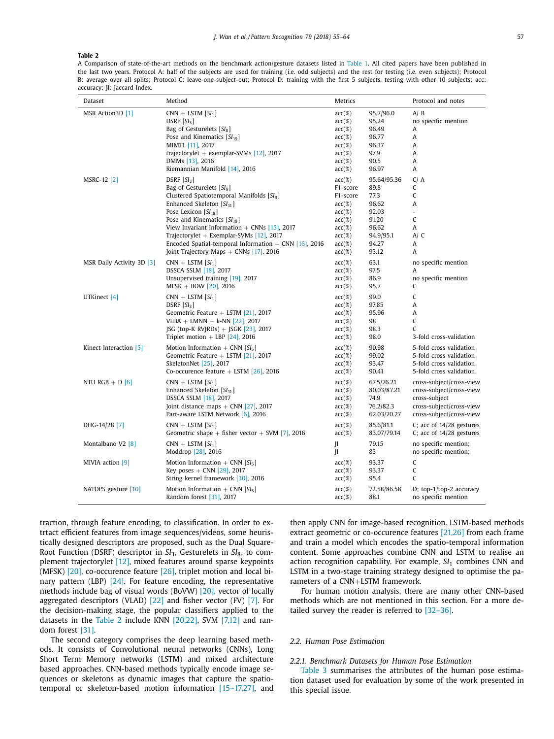**Table 2**

A Comparison of state-of-the-art methods on the benchmark action/gesture datasets listed in Table 1. All cited papers have been published in the last two years. Protocol A: half of the subjects are used for training (i.e. odd subjects) and the rest for testing (i.e. even subjects); Protocol B: average over all splits; Protocol C: leave-one-subject-out; Protocol D: training with the first 5 subjects, testing with other 10 subjects; acc: accuracy; JI: Jaccard Index.

| Dataset | Method | Metrics | | Protocol and notes |
|---|---|---|---|---|
| MSR Action3D [1] | CNN + LSTM [$SI_1$] | acc(%) | 95.7/96.0 | A/ B |
| | DSRF [$SI_3$] | acc(%) | 95.24 | no specific mention |
| | Bag of Gesturelets [$SI_8$] | acc(%) | 96.49 | A |
| | Pose and Kinematics [$SI_{19}$] | acc(%) | 96.77 | A |
| | MIMTL [11], 2017 | acc(%) | 96.37 | A |
| | trajectorylet + exemplar-SVMs [12], 2017 | acc(%) | 97.9 | A |
| | DMMs [13], 2016 | acc(%) | 90.5 | A |
| | Riemannian Manifold [14], 2016 | acc(%) | 96.97 | A |
| MSRC-12 [2] | DSRF [$SI_3$] | acc(%) | 95.64/95.36 | C/ A |
| | Bag of Gesturelets [$SI_8$] | F1-score | 89.8 | C |
| | Clustered Spatiotemporal Manifolds [$SI_9$] | F1-score | 77.3 | C |
| | Enhanced Skeleton [$SI_{11}$] | acc(%) | 96.62 | A |
| | Pose Lexicon [$SI_{18}$] | acc(%) | 92.03 | - |
| | Pose and Kinematics [$SI_{19}$] | acc(%) | 91.20 | C |
| | View Invariant Information + CNNs [15], 2017 | acc(%) | 96.62 | A |
| | Trajectorylet + Exemplar-SVMs [12], 2017 | acc(%) | 94.9/95.1 | A/ C |
| | Encoded Spatial-temporal Information + CNN [16], 2016 | acc(%) | 94.27 | A |
| | Joint Trajectory Maps + CNNs [17], 2016 | acc(%) | 93.12 | A |
| MSR Daily Activity 3D [3] | CNN + LSTM [$SI_1$] | acc(%) | 63.1 | no specific mention |
| | DSSCA SSLM [18], 2017 | acc(%) | 97.5 | A |
| | Unsupervised training [19], 2017 | acc(%) | 86.9 | no specific mention |
| | MFSK + BOW [20], 2016 | acc(%) | 95.7 | C |
| UTKinect [4] | CNN + LSTM [$SI_1$] | acc(%) | 99.0 | C |
| | DSRF [$SI_3$] | acc(%) | 97.85 | A |
| | Geometric Feature + LSTM [21], 2017 | acc(%) | 95.96 | A |
| | VLDA + LMNN + k-NN [22], 2017 | acc(%) | 98 | C |
| | JSG (top-K RVJRDs) + JSGK [23], 2017 | acc(%) | 98.3 | C |
| | Triplet motion + LBP [24], 2016 | acc(%) | 98.0 | 3-fold cross-validation |
| Kinect Interaction [5] | Motion Information + CNN [$SI_5$] | acc(%) | 90.98 | 5-fold cross validation |
| | Geometric Feature + LSTM [21], 2017 | acc(%) | 99.02 | 5-fold cross validation |
| | SkeletonNet [25], 2017 | acc(%) | 93.47 | 5-fold cross validation |
| | Co-occurence feature + LSTM [26], 2016 | acc(%) | 90.41 | 5-fold cross validation |
| NTU RGB + D [6] | CNN + LSTM [$SI_1$] | acc(%) | 67.5/76.21 | cross-subject/cross-view |
| | Enhanced Skeleton [$SI_{11}$] | acc(%) | 80.03/87.21 | cross-subject/cross-view |
| | DSSCA SSLM [18], 2017 | acc(%) | 74.9 | cross-subject |
| | Joint distance maps + CNN [27], 2017 | acc(%) | 76.2/82.3 | cross-subject/cross-view |
| | Part-aware LSTM Network [6], 2016 | acc(%) | 62.03/70.27 | cross-subject/cross-view |
| DHG-14/28 [7] | CNN + LSTM [$SI_1$] | acc(%) | 85.6/81.1 | C; acc of 14/28 gestures |
| | Geometric shape + fisher vector + SVM [7], 2016 | acc(%) | 83.07/79.14 | C; acc of 14/28 gestures |
| Montalbano V2 [8] | CNN + LSTM [$SI_1$] | JI | 79.15 | no specific mention; |
| | Moddrop [28], 2016 | JI | 83 | no specific mention; |
| MIVIA action [9] | Motion Information + CNN [$SI_5$] | acc(%) | 93.37 | C |
| | Key poses + CNN [29], 2017 | acc(%) | 93.37 | C |
| | String kernel framework [30], 2016 | acc(%) | 95.4 | C |
| NATOPS gesture [10] | Motion Information + CNN [$SI_5$] | acc(%) | 72.58/86.58 | D; top-1/top-2 accuracy |
| | Random forest [31], 2017 | acc(%) | 88.1 | no specific mention |

traction, through feature encoding, to classification. In order to extrtact efficient features from image sequences/videos, some heuristically designed descriptors are proposed, such as the Dual Square-Root Function (DSRF) descriptor in $SI_3$, Gesturelets in $SI_8$, to complement trajectorylet [12], mixed features around sparse keypoints (MFSK) [20], co-occurence feature [26], triplet motion and local binary pattern (LBP) [24]. For feature encoding, the representative methods include bag of visual words (BoVW) [20], vector of locally aggregated descriptors (VLAD) [22] and fisher vector (FV) [7]. For the decision-making stage, the popular classifiers applied to the datasets in the Table 2 include KNN [20,22], SVM [7,12] and random forest [31].

The second category comprises the deep learning based methods. It consists of Convolutional neural networks (CNNs), Long Short Term Memory networks (LSTM) and mixed architecture based approaches. CNN-based methods typically encode image sequences or skeletons as dynamic images that capture the spatio-temporal or skeleton-based motion information [15–17,27], and then apply CNN for image-based recognition. LSTM-based methods extract geometric or co-occurence features [21,26] from each frame and train a model which encodes the spatio-temporal information content. Some approaches combine CNN and LSTM to realise an action recognition capability. For example, $SI_1$ combines CNN and LSTM in a two-stage training strategy designed to optimise the parameters of a CNN+LSTM framework.

For human motion analysis, there are many other CNN-based methods which are not mentioned in this section. For a more detailed survey the reader is referred to [32–36].

## 2.2. Human Pose Estimation

### 2.2.1. Benchmark Datasets for Human Pose Estimation

Table 3 summarises the attributes of the human pose estimation dataset used for evaluation by some of the work presented in this special issue.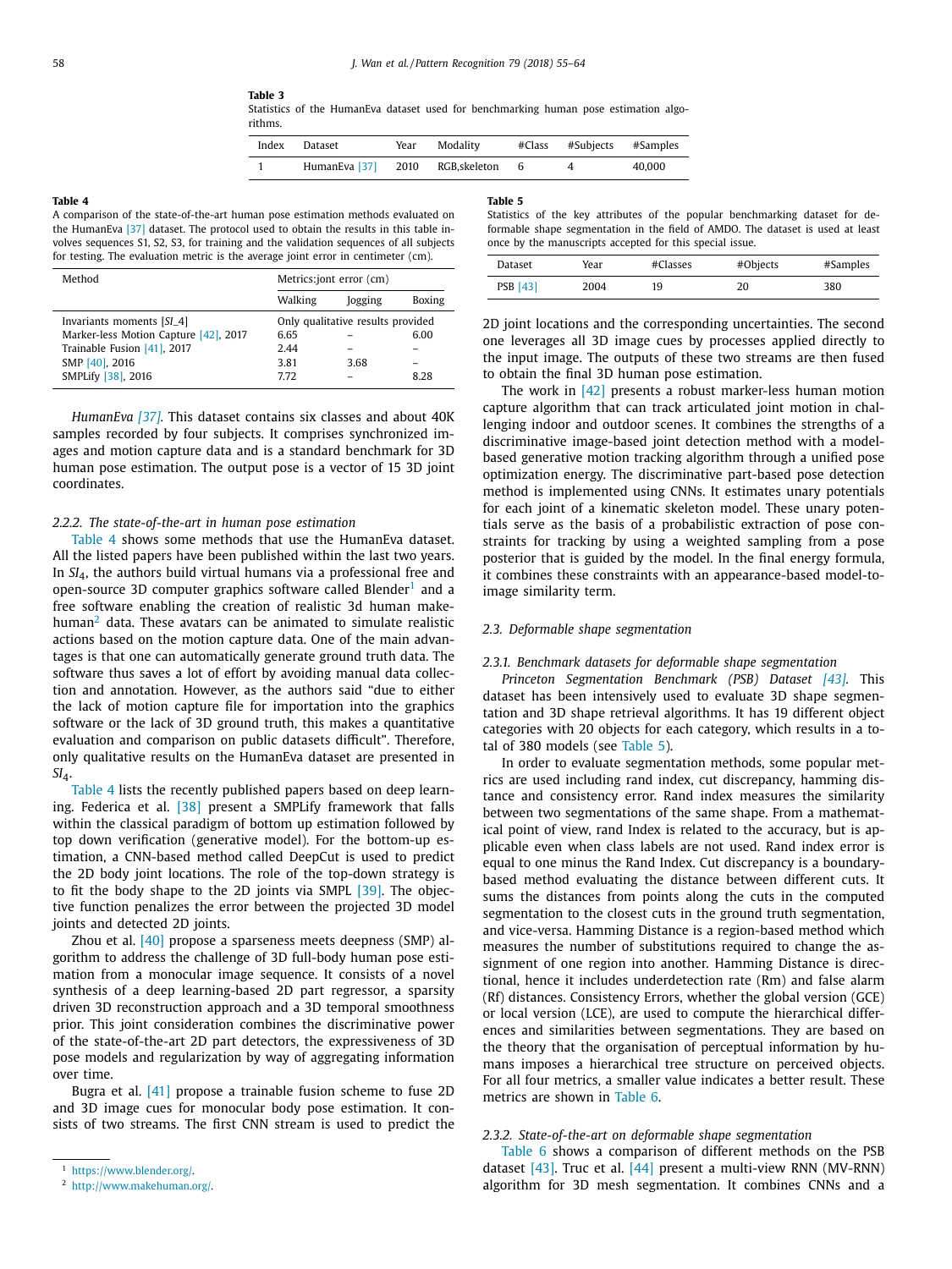**Table 3**
Statistics of the HumanEva dataset used for benchmarking human pose estimation algorithms.

| Index | Dataset | Year | Modality | #Class | #Subjects | #Samples |
|---|---|---|---|---|---|---|
| 1 | HumanEva [37] | 2010 | RGB,skeleton | 6 | 4 | 40,000 |

**Table 4**
A comparison of the state-of-the-art human pose estimation methods evaluated on the HumanEva [37] dataset. The protocol used to obtain the results in this table involves sequences S1, S2, S3, for training and the validation sequences of all subjects for testing. The evaluation metric is the average joint error in centimeter (cm).

| Method | Metrics:jont error (cm) | | |
|---|---|---|---|
| | Walking | Jogging | Boxing |
| Invariants moments [SI_4] | Only qualitative results provided | | |
| Marker-less Motion Capture [42], 2017 | 6.65 | – | 6.00 |
| Trainable Fusion [41], 2017 | 2.44 | – | – |
| SMP [40], 2016 | 3.81 | 3.68 | – |
| SMPLify [38], 2016 | 7.72 | – | 8.28 |

*HumanEva [37].* This dataset contains six classes and about 40K samples recorded by four subjects. It comprises synchronized images and motion capture data and is a standard benchmark for 3D human pose estimation. The output pose is a vector of 15 3D joint coordinates.

#### 2.2.2. The state-of-the-art in human pose estimation

Table 4 shows some methods that use the HumanEva dataset. All the listed papers have been published within the last two years. In $SI_4$, the authors build virtual humans via a professional free and open-source 3D computer graphics software called Blender[1] and a free software enabling the creation of realistic 3d human make-human[2] data. These avatars can be animated to simulate realistic actions based on the motion capture data. One of the main advantages is that one can automatically generate ground truth data. The software thus saves a lot of effort by avoiding manual data collection and annotation. However, as the authors said "due to either the lack of motion capture file for importation into the graphics software or the lack of 3D ground truth, this makes a quantitative evaluation and comparison on public datasets difficult". Therefore, only qualitative results on the HumanEva dataset are presented in $SI_4$.

Table 4 lists the recently published papers based on deep learning. Federica et al. [38] present a SMPLify framework that falls within the classical paradigm of bottom up estimation followed by top down verification (generative model). For the bottom-up estimation, a CNN-based method called DeepCut is used to predict the 2D body joint locations. The role of the top-down strategy is to fit the body shape to the 2D joints via SMPL [39]. The objective function penalizes the error between the projected 3D model joints and detected 2D joints.

Zhou et al. [40] propose a sparseness meets deepness (SMP) algorithm to address the challenge of 3D full-body human pose estimation from a monocular image sequence. It consists of a novel synthesis of a deep learning-based 2D part regressor, a sparsity driven 3D reconstruction approach and a 3D temporal smoothness prior. This joint consideration combines the discriminative power of the state-of-the-art 2D part detectors, the expressiveness of 3D pose models and regularization by way of aggregating information over time.

Bugra et al. [41] propose a trainable fusion scheme to fuse 2D and 3D image cues for monocular body pose estimation. It consists of two streams. The first CNN stream is used to predict the 2D joint locations and the corresponding uncertainties. The second one leverages all 3D image cues by processes applied directly to the input image. The outputs of these two streams are then fused to obtain the final 3D human pose estimation.

The work in [42] presents a robust marker-less human motion capture algorithm that can track articulated joint motion in challenging indoor and outdoor scenes. It combines the strengths of a discriminative image-based joint detection method with a model-based generative motion tracking algorithm through a unified pose optimization energy. The discriminative part-based pose detection method is implemented using CNNs. It estimates unary potentials for each joint of a kinematic skeleton model. These unary potentials serve as the basis of a probabilistic extraction of pose constraints for tracking by using a weighted sampling from a pose posterior that is guided by the model. In the final energy formula, it combines these constraints with an appearance-based model-to-image similarity term.

### 2.3. Deformable shape segmentation

#### 2.3.1. Benchmark datasets for deformable shape segmentation

*Princeton Segmentation Benchmark (PSB) Dataset [43].* This dataset has been intensively used to evaluate 3D shape segmentation and 3D shape retrieval algorithms. It has 19 different object categories with 20 objects for each category, which results in a total of 380 models (see Table 5).

**Table 5**
Statistics of the key attributes of the popular benchmarking dataset for deformable shape segmentation in the field of AMDO. The dataset is used at least once by the manuscripts accepted for this special issue.

| Dataset | Year | #Classes | #Objects | #Samples |
|---|---|---|---|---|
| PSB [43] | 2004 | 19 | 20 | 380 |

In order to evaluate segmentation methods, some popular metrics are used including rand index, cut discrepancy, hamming distance and consistency error. Rand index measures the similarity between two segmentations of the same shape. From a mathematical point of view, rand Index is related to the accuracy, but is applicable even when class labels are not used. Rand index error is equal to one minus the Rand Index. Cut discrepancy is a boundary-based method evaluating the distance between different cuts. It sums the distances from points along the cuts in the computed segmentation to the closest cuts in the ground truth segmentation, and vice-versa. Hamming Distance is a region-based method which measures the number of substitutions required to change the assignment of one region into another. Hamming Distance is directional, hence it includes underdetection rate (Rm) and false alarm (Rf) distances. Consistency Errors, whether the global version (GCE) or local version (LCE), are used to compute the hierarchical differences and similarities between segmentations. They are based on the theory that the organisation of perceptual information by humans imposes a hierarchical tree structure on perceived objects. For all four metrics, a smaller value indicates a better result. These metrics are shown in Table 6.

#### 2.3.2. State-of-the-art on deformable shape segmentation

Table 6 shows a comparison of different methods on the PSB dataset [43]. Truc et al. [44] present a multi-view RNN (MV-RNN) algorithm for 3D mesh segmentation. It combines CNNs and a

[1] https://www.blender.org/.
[2] http://www.makehuman.org/.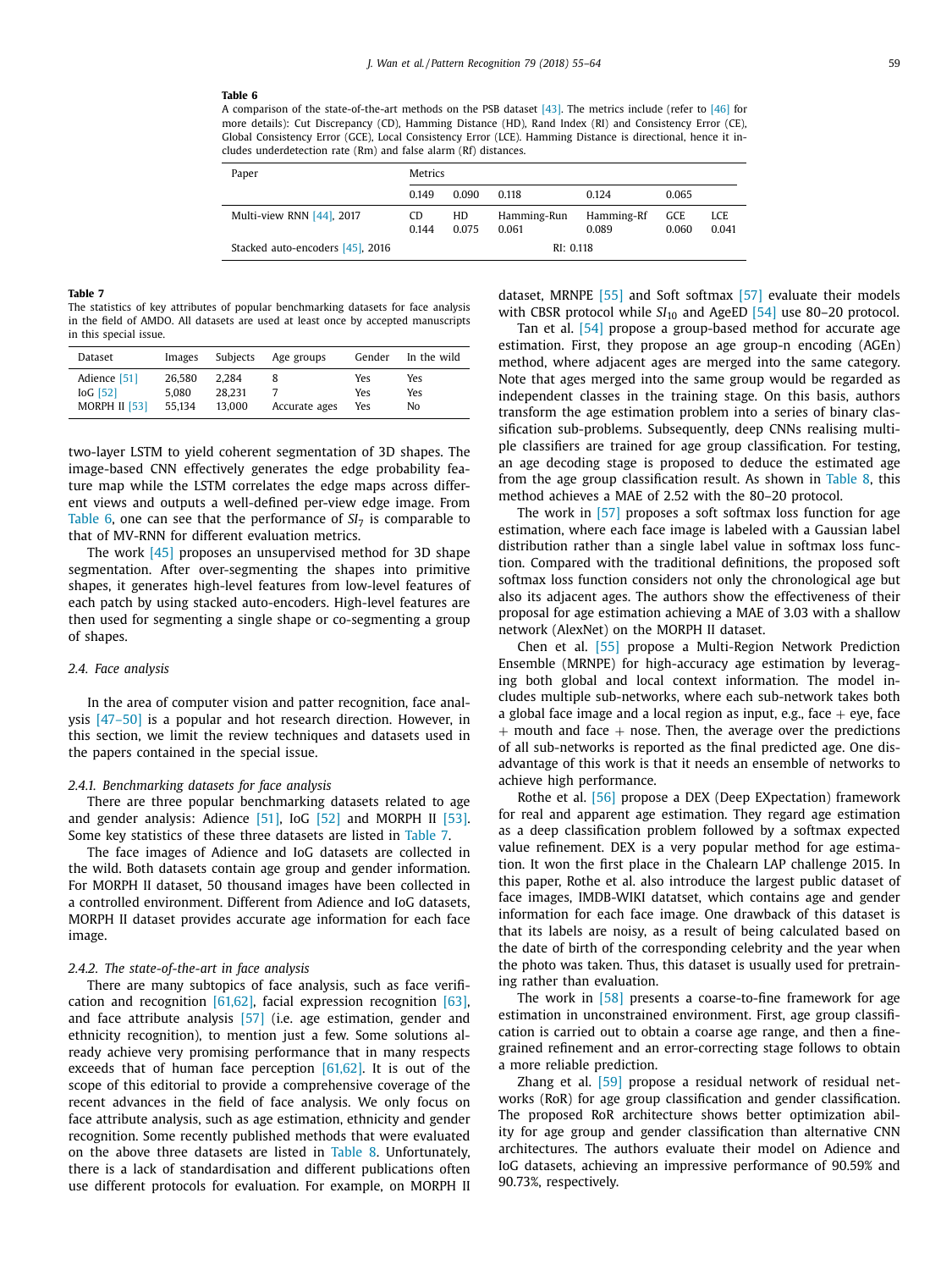**Table 6**
A comparison of the state-of-the-art methods on the PSB dataset [43]. The metrics include (refer to [46] for more details): Cut Discrepancy (CD), Hamming Distance (HD), Rand Index (RI) and Consistency Error (CE), Global Consistency Error (GCE), Local Consistency Error (LCE). Hamming Distance is directional, hence it includes underdetection rate (Rm) and false alarm (Rf) distances.

| Paper | Metrics | | | | | |
|---|---|---|---|---|---|---|
| | 0.149 | 0.090 | 0.118 | 0.124 | 0.065 | |
| Multi-view RNN [44], 2017 | CD 0.144 | HD 0.075 | Hamming-Run 0.061 | Hamming-Rf 0.089 | GCE 0.060 | LCE 0.041 |
| Stacked auto-encoders [45], 2016 | RI: 0.118 | | | | | |

**Table 7**
The statistics of key attributes of popular benchmarking datasets for face analysis in the field of AMDO. All datasets are used at least once by accepted manuscripts in this special issue.

| Dataset | Images | Subjects | Age groups | Gender | In the wild |
|---|---|---|---|---|---|
| Adience [51] | 26,580 | 2,284 | 8 | Yes | Yes |
| IoG [52] | 5,080 | 28,231 | 7 | Yes | Yes |
| MORPH II [53] | 55,134 | 13,000 | Accurate ages | Yes | No |

two-layer LSTM to yield coherent segmentation of 3D shapes. The image-based CNN effectively generates the edge probability feature map while the LSTM correlates the edge maps across different views and outputs a well-defined per-view edge image. From Table 6, one can see that the performance of $SI_7$ is comparable to that of MV-RNN for different evaluation metrics.

The work [45] proposes an unsupervised method for 3D shape segmentation. After over-segmenting the shapes into primitive shapes, it generates high-level features from low-level features of each patch by using stacked auto-encoders. High-level features are then used for segmenting a single shape or co-segmenting a group of shapes.

### 2.4. Face analysis

In the area of computer vision and patter recognition, face analysis [47–50] is a popular and hot research direction. However, in this section, we limit the review techniques and datasets used in the papers contained in the special issue.

#### 2.4.1. Benchmarking datasets for face analysis

There are three popular benchmarking datasets related to age and gender analysis: Adience [51], IoG [52] and MORPH II [53]. Some key statistics of these three datasets are listed in Table 7.

The face images of Adience and IoG datasets are collected in the wild. Both datasets contain age group and gender information. For MORPH II dataset, 50 thousand images have been collected in a controlled environment. Different from Adience and IoG datasets, MORPH II dataset provides accurate age information for each face image.

#### 2.4.2. The state-of-the-art in face analysis

There are many subtopics of face analysis, such as face verification and recognition [61,62], facial expression recognition [63], and face attribute analysis [57] (i.e. age estimation, gender and ethnicity recognition), to mention just a few. Some solutions already achieve very promising performance that in many respects exceeds that of human face perception [61,62]. It is out of the scope of this editorial to provide a comprehensive coverage of the recent advances in the field of face analysis. We only focus on face attribute analysis, such as age estimation, ethnicity and gender recognition. Some recently published methods that were evaluated on the above three datasets are listed in Table 8. Unfortunately, there is a lack of standardisation and different publications often use different protocols for evaluation. For example, on MORPH II dataset, MRNPE [55] and Soft softmax [57] evaluate their models with CBSR protocol while $SI_{10}$ and AgeED [54] use 80–20 protocol.

Tan et al. [54] propose a group-based method for accurate age estimation. First, they propose an age group-n encoding (AGEn) method, where adjacent ages are merged into the same category. Note that ages merged into the same group would be regarded as independent classes in the training stage. On this basis, authors transform the age estimation problem into a series of binary classification sub-problems. Subsequently, deep CNNs realising multiple classifiers are trained for age group classification. For testing, an age decoding stage is proposed to deduce the estimated age from the age group classification result. As shown in Table 8, this method achieves a MAE of 2.52 with the 80–20 protocol.

The work in [57] proposes a soft softmax loss function for age estimation, where each face image is labeled with a Gaussian label distribution rather than a single label value in softmax loss function. Compared with the traditional definitions, the proposed soft softmax loss function considers not only the chronological age but also its adjacent ages. The authors show the effectiveness of their proposal for age estimation achieving a MAE of 3.03 with a shallow network (AlexNet) on the MORPH II dataset.

Chen et al. [55] propose a Multi-Region Network Prediction Ensemble (MRNPE) for high-accuracy age estimation by leveraging both global and local context information. The model includes multiple sub-networks, where each sub-network takes both a global face image and a local region as input, e.g., face + eye, face + mouth and face + nose. Then, the average over the predictions of all sub-networks is reported as the final predicted age. One disadvantage of this work is that it needs an ensemble of networks to achieve high performance.

Rothe et al. [56] propose a DEX (Deep EXpectation) framework for real and apparent age estimation. They regard age estimation as a deep classification problem followed by a softmax expected value refinement. DEX is a very popular method for age estimation. It won the first place in the Chalearn LAP challenge 2015. In this paper, Rothe et al. also introduce the largest public dataset of face images, IMDB-WIKI datatset, which contains age and gender information for each face image. One drawback of this dataset is that its labels are noisy, as a result of being calculated based on the date of birth of the corresponding celebrity and the year when the photo was taken. Thus, this dataset is usually used for pretraining rather than evaluation.

The work in [58] presents a coarse-to-fine framework for age estimation in unconstrained environment. First, age group classification is carried out to obtain a coarse age range, and then a fine-grained refinement and an error-correcting stage follows to obtain a more reliable prediction.

Zhang et al. [59] propose a residual network of residual networks (RoR) for age group classification and gender classification. The proposed RoR architecture shows better optimization ability for age group and gender classification than alternative CNN architectures. The authors evaluate their model on Adience and IoG datasets, achieving an impressive performance of 90.59% and 90.73%, respectively.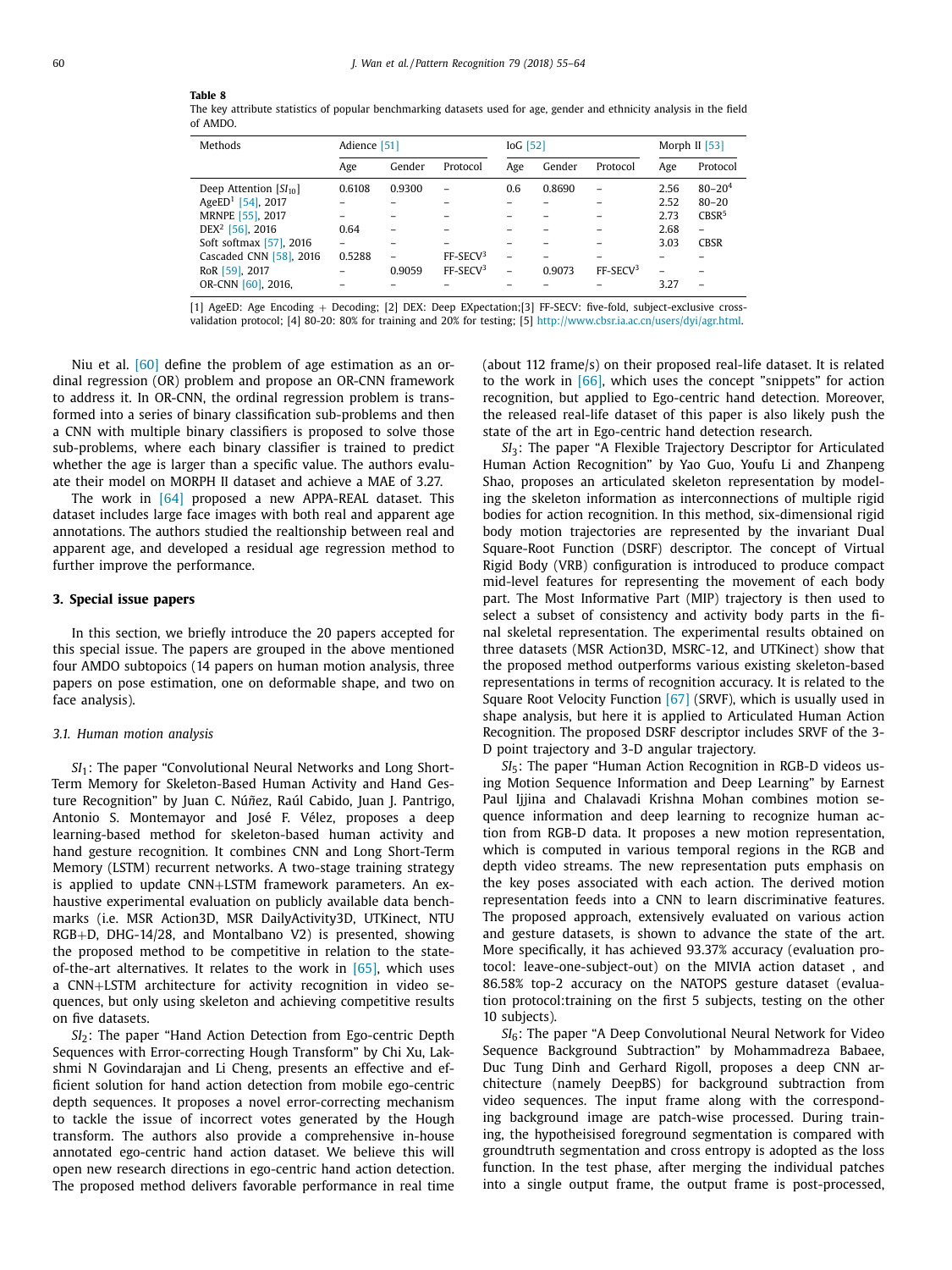**Table 8**
The key attribute statistics of popular benchmarking datasets used for age, gender and ethnicity analysis in the field of AMDO.

| Methods | Adience [51] | | | IoG [52] | | | Morph II [53] | |
|---|---|---|---|---|---|---|---|---|
| | Age | Gender | Protocol | Age | Gender | Protocol | Age | Protocol |
| Deep Attention [$SI_{10}$] | 0.6108 | 0.9300 | – | 0.6 | 0.8690 | – | 2.56 | 80–20[4] |
| AgeED[1] [54], 2017 | – | – | – | – | – | – | 2.52 | 80–20 |
| MRNPE [55], 2017 | – | – | – | – | – | – | 2.73 | CBSR[5] |
| DEX[2] [56], 2016 | 0.64 | – | – | – | – | – | 2.68 | – |
| Soft softmax [57], 2016 | – | – | – | – | – | – | 3.03 | CBSR |
| Cascaded CNN [58], 2016 | 0.5288 | – | FF-SECV[3] | – | – | – | – | – |
| RoR [59], 2017 | – | 0.9059 | FF-SECV[3] | – | 0.9073 | FF-SECV[3] | – | – |
| OR-CNN [60], 2016, | – | – | – | – | – | – | 3.27 | – |

[1] AgeED: Age Encoding + Decoding; [2] DEX: Deep EXpectation;[3] FF-SECV: five-fold, subject-exclusive cross-validation protocol; [4] 80-20: 80% for training and 20% for testing; [5] http://www.cbsr.ia.ac.cn/users/dyi/agr.html.

Niu et al. [60] define the problem of age estimation as an ordinal regression (OR) problem and propose an OR-CNN framework to address it. In OR-CNN, the ordinal regression problem is transformed into a series of binary classification sub-problems and then a CNN with multiple binary classifiers is proposed to solve those sub-problems, where each binary classifier is trained to predict whether the age is larger than a specific value. The authors evaluate their model on MORPH II dataset and achieve a MAE of 3.27.

The work in [64] proposed a new APPA-REAL dataset. This dataset includes large face images with both real and apparent age annotations. The authors studied the realtionship between real and apparent age, and developed a residual age regression method to further improve the performance.

## 3. Special issue papers

In this section, we briefly introduce the 20 papers accepted for this special issue. The papers are grouped in the above mentioned four AMDO subtopics (14 papers on human motion analysis, three papers on pose estimation, one on deformable shape, and two on face analysis).

### 3.1. Human motion analysis

$SI_1$: The paper "Convolutional Neural Networks and Long Short-Term Memory for Skeleton-Based Human Activity and Hand Gesture Recognition" by Juan C. Núñez, Raúl Cabido, Juan J. Pantrigo, Antonio S. Montemayor and José F. Vélez, proposes a deep learning-based method for skeleton-based human activity and hand gesture recognition. It combines CNN and Long Short-Term Memory (LSTM) recurrent networks. A two-stage training strategy is applied to update CNN+LSTM framework parameters. An exhaustive experimental evaluation on publicly available data benchmarks (i.e. MSR Action3D, MSR DailyActivity3D, UTKinect, NTU RGB+D, DHG-14/28, and Montalbano V2) is presented, showing the proposed method to be competitive in relation to the state-of-the-art alternatives. It relates to the work in [65], which uses a CNN+LSTM architecture for activity recognition in video sequences, but only using skeleton and achieving competitive results on five datasets.

$SI_2$: The paper "Hand Action Detection from Ego-centric Depth Sequences with Error-correcting Hough Transform" by Chi Xu, Lakshmi N Govindarajan and Li Cheng, presents an effective and efficient solution for hand action detection from mobile ego-centric depth sequences. It proposes a novel error-correcting mechanism to tackle the issue of incorrect votes generated by the Hough transform. The authors also provide a comprehensive in-house annotated ego-centric hand action dataset. We believe this will open new research directions in ego-centric hand action detection. The proposed method delivers favorable performance in real time (about 112 frame/s) on their proposed real-life dataset. It is related to the work in [66], which uses the concept "snippets" for action recognition, but applied to Ego-centric hand detection. Moreover, the released real-life dataset of this paper is also likely push the state of the art in Ego-centric hand detection research.

$SI_3$: The paper "A Flexible Trajectory Descriptor for Articulated Human Action Recognition" by Yao Guo, Youfu Li and Zhanpeng Shao, proposes an articulated skeleton representation by modeling the skeleton information as interconnections of multiple rigid bodies for action recognition. In this method, six-dimensional rigid body motion trajectories are represented by the invariant Dual Square-Root Function (DSRF) descriptor. The concept of Virtual Rigid Body (VRB) configuration is introduced to produce compact mid-level features for representing the movement of each body part. The Most Informative Part (MIP) trajectory is then used to select a subset of consistency and activity body parts in the final skeletal representation. The experimental results obtained on three datasets (MSR Action3D, MSRC-12, and UTKinect) show that the proposed method outperforms various existing skeleton-based representations in terms of recognition accuracy. It is related to the Square Root Velocity Function [67] (SRVF), which is usually used in shape analysis, but here it is applied to Articulated Human Action Recognition. The proposed DSRF descriptor includes SRVF of the 3-D point trajectory and 3-D angular trajectory.

$SI_5$: The paper "Human Action Recognition in RGB-D videos using Motion Sequence Information and Deep Learning" by Earnest Paul Ijjina and Chalavadi Krishna Mohan combines motion sequence information and deep learning to recognize human action from RGB-D data. It proposes a new motion representation, which is computed in various temporal regions in the RGB and depth video streams. The new representation puts emphasis on the key poses associated with each action. The derived motion representation feeds into a CNN to learn discriminative features. The proposed approach, extensively evaluated on various action and gesture datasets, is shown to advance the state of the art. More specifically, it has achieved 93.37% accuracy (evaluation protocol: leave-one-subject-out) on the MIVIA action dataset , and 86.58% top-2 accuracy on the NATOPS gesture dataset (evaluation protocol:training on the first 5 subjects, testing on the other 10 subjects).

$SI_6$: The paper "A Deep Convolutional Neural Network for Video Sequence Background Subtraction" by Mohammadreza Babaee, Duc Tung Dinh and Gerhard Rigoll, proposes a deep CNN architecture (namely DeepBS) for background subtraction from video sequences. The input frame along with the corresponding background image are patch-wise processed. During training, the hypotheisised foreground segmentation is compared with groundtruth segmentation and cross entropy is adopted as the loss function. In the test phase, after merging the individual patches into a single output frame, the output frame is post-processed,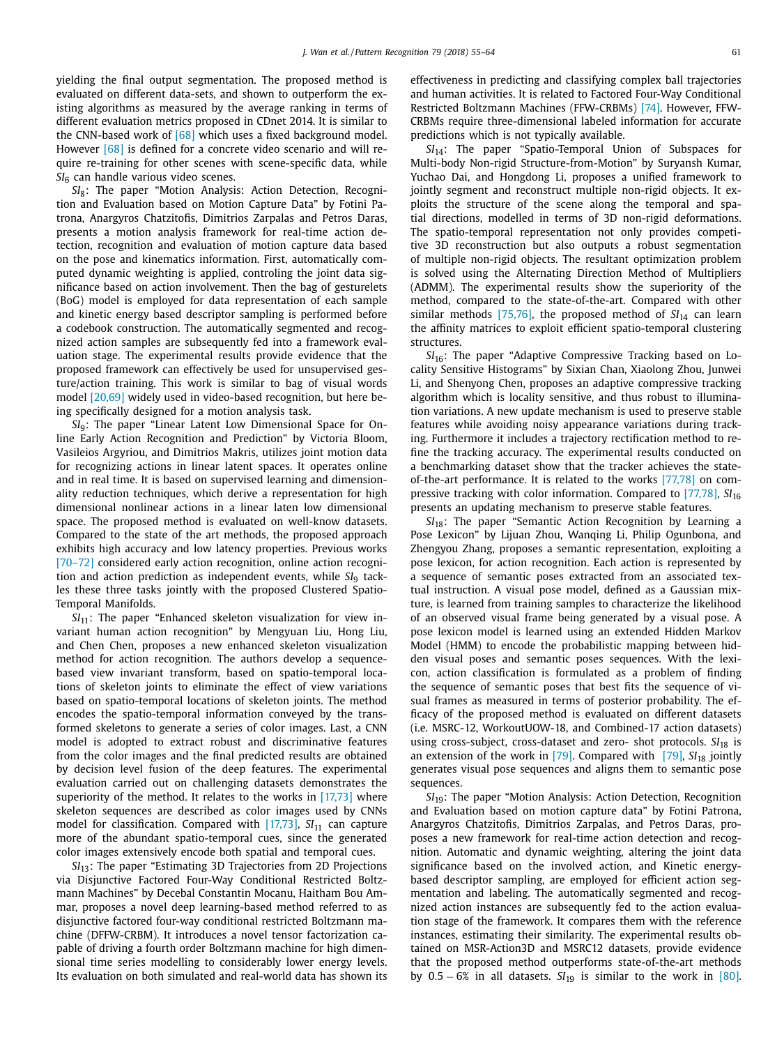yielding the final output segmentation. The proposed method is evaluated on different data-sets, and shown to outperform the existing algorithms as measured by the average ranking in terms of different evaluation metrics proposed in CDnet 2014. It is similar to the CNN-based work of [68] which uses a fixed background model. However [68] is defined for a concrete video scenario and will require re-training for other scenes with scene-specific data, while $SI_6$ can handle various video scenes.

$SI_8$: The paper "Motion Analysis: Action Detection, Recognition and Evaluation based on Motion Capture Data" by Fotini Patrona, Anargyros Chatzitofis, Dimitrios Zarpalas and Petros Daras, presents a motion analysis framework for real-time action detection, recognition and evaluation of motion capture data based on the pose and kinematics information. First, automatically computed dynamic weighting is applied, controling the joint data significance based on action involvement. Then the bag of gesturelets (BoG) model is employed for data representation of each sample and kinetic energy based descriptor sampling is performed before a codebook construction. The automatically segmented and recognized action samples are subsequently fed into a framework evaluation stage. The experimental results provide evidence that the proposed framework can effectively be used for unsupervised gesture/action training. This work is similar to bag of visual words model [20,69] widely used in video-based recognition, but here being specifically designed for a motion analysis task.

$SI_9$: The paper "Linear Latent Low Dimensional Space for Online Early Action Recognition and Prediction" by Victoria Bloom, Vasileios Argyriou, and Dimitrios Makris, utilizes joint motion data for recognizing actions in linear latent spaces. It operates online and in real time. It is based on supervised learning and dimensionality reduction techniques, which derive a representation for high dimensional nonlinear actions in a linear laten low dimensional space. The proposed method is evaluated on well-know datasets. Compared to the state of the art methods, the proposed approach exhibits high accuracy and low latency properties. Previous works [70–72] considered early action recognition, online action recognition and action prediction as independent events, while $SI_9$ tackles these three tasks jointly with the proposed Clustered Spatio-Temporal Manifolds.

$SI_{11}$: The paper "Enhanced skeleton visualization for view invariant human action recognition" by Mengyuan Liu, Hong Liu, and Chen Chen, proposes a new enhanced skeleton visualization method for action recognition. The authors develop a sequence-based view invariant transform, based on spatio-temporal locations of skeleton joints to eliminate the effect of view variations based on spatio-temporal locations of skeleton joints. The method encodes the spatio-temporal information conveyed by the transformed skeletons to generate a series of color images. Last, a CNN model is adopted to extract robust and discriminative features from the color images and the final predicted results are obtained by decision level fusion of the deep features. The experimental evaluation carried out on challenging datasets demonstrates the superiority of the method. It relates to the works in [17,73] where skeleton sequences are described as color images used by CNNs model for classification. Compared with [17,73], $SI_{11}$ can capture more of the abundant spatio-temporal cues, since the generated color images extensively encode both spatial and temporal cues.

$SI_{13}$: The paper "Estimating 3D Trajectories from 2D Projections via Disjunctive Factored Four-Way Conditional Restricted Boltzmann Machines" by Decebal Constantin Mocanu, Haitham Bou Ammar, proposes a novel deep learning-based method referred to as disjunctive factored four-way conditional restricted Boltzmann machine (DFFW-CRBM). It introduces a novel tensor factorization capable of driving a fourth order Boltzmann machine for high dimensional time series modelling to considerably lower energy levels. Its evaluation on both simulated and real-world data has shown its effectiveness in predicting and classifying complex ball trajectories and human activities. It is related to Factored Four-Way Conditional Restricted Boltzmann Machines (FFW-CRBMs) [74]. However, FFW-CRBMs require three-dimensional labeled information for accurate predictions which is not typically available.

$SI_{14}$: The paper "Spatio-Temporal Union of Subspaces for Multi-body Non-rigid Structure-from-Motion" by Suryansh Kumar, Yuchao Dai, and Hongdong Li, proposes a unified framework to jointly segment and reconstruct multiple non-rigid objects. It exploits the structure of the scene along the temporal and spatial directions, modelled in terms of 3D non-rigid deformations. The spatio-temporal representation not only provides competitive 3D reconstruction but also outputs a robust segmentation of multiple non-rigid objects. The resultant optimization problem is solved using the Alternating Direction Method of Multipliers (ADMM). The experimental results show the superiority of the method, compared to the state-of-the-art. Compared with other similar methods [75,76], the proposed method of $SI_{14}$ can learn the affinity matrices to exploit efficient spatio-temporal clustering structures.

$SI_{16}$: The paper "Adaptive Compressive Tracking based on Locality Sensitive Histograms" by Sixian Chan, Xiaolong Zhou, Junwei Li, and Shenyong Chen, proposes an adaptive compressive tracking algorithm which is locality sensitive, and thus robust to illumination variations. A new update mechanism is used to preserve stable features while avoiding noisy appearance variations during tracking. Furthermore it includes a trajectory rectification method to refine the tracking accuracy. The experimental results conducted on a benchmarking dataset show that the tracker achieves the state-of-the-art performance. It is related to the works [77,78] on compressive tracking with color information. Compared to [77,78], $SI_{16}$ presents an updating mechanism to preserve stable features.

$SI_{18}$: The paper "Semantic Action Recognition by Learning a Pose Lexicon" by Lijuan Zhou, Wanqing Li, Philip Ogunbona, and Zhengyou Zhang, proposes a semantic representation, exploiting a pose lexicon, for action recognition. Each action is represented by a sequence of semantic poses extracted from an associated textual instruction. A visual pose model, defined as a Gaussian mixture, is learned from training samples to characterize the likelihood of an observed visual frame being generated by a visual pose. A pose lexicon model is learned using an extended Hidden Markov Model (HMM) to encode the probabilistic mapping between hidden visual poses and semantic poses sequences. With the lexicon, action classification is formulated as a problem of finding the sequence of semantic poses that best fits the sequence of visual frames as measured in terms of posterior probability. The efficacy of the proposed method is evaluated on different datasets (i.e. MSRC-12, WorkoutUOW-18, and Combined-17 action datasets) using cross-subject, cross-dataset and zero- shot protocols. $SI_{18}$ is an extension of the work in [79]. Compared with [79], $SI_{18}$ jointly generates visual pose sequences and aligns them to semantic pose sequences.

$SI_{19}$: The paper "Motion Analysis: Action Detection, Recognition and Evaluation based on motion capture data" by Fotini Patrona, Anargyros Chatzitofis, Dimitrios Zarpalas, and Petros Daras, proposes a new framework for real-time action detection and recognition. Automatic and dynamic weighting, altering the joint data significance based on the involved action, and Kinetic energy-based descriptor sampling, are employed for efficient action segmentation and labeling. The automatically segmented and recognized action instances are subsequently fed to the action evaluation stage of the framework. It compares them with the reference instances, estimating their similarity. The experimental results obtained on MSR-Action3D and MSRC12 datasets, provide evidence that the proposed method outperforms state-of-the-art methods by $0.5-6\%$ in all datasets. $SI_{19}$ is similar to the work in [80].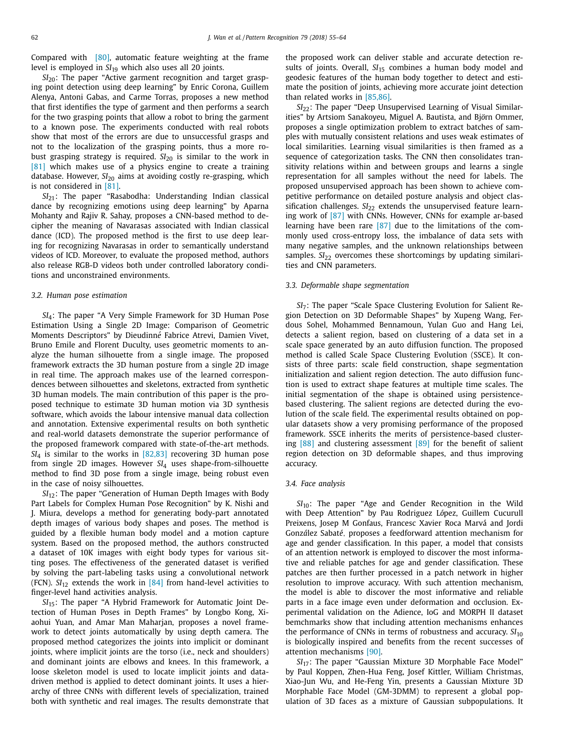Compared with [80], automatic feature weighting at the frame level is employed in $SI_{19}$ which also uses all 20 joints.

$SI_{20}$: The paper "Active garment recognition and target grasping point detection using deep learning" by Enric Corona, Guillem Alenya, Antoni Gabas, and Carme Torras, proposes a new method that first identifies the type of garment and then performs a search for the two grasping points that allow a robot to bring the garment to a known pose. The experiments conducted with real robots show that most of the errors are due to unsuccessful grasps and not to the localization of the grasping points, thus a more robust grasping strategy is required. $SI_{20}$ is similar to the work in [81] which makes use of a physics engine to create a training database. However, $SI_{20}$ aims at avoiding costly re-grasping, which is not considered in [81].

$SI_{21}$: The paper "Rasabodha: Understanding Indian classical dance by recognizing emotions using deep learning" by Aparna Mohanty and Rajiv R. Sahay, proposes a CNN-based method to decipher the meaning of Navarasas associated with Indian classical dance (ICD). The proposed method is the first to use deep learning for recognizing Navarasas in order to semantically understand videos of ICD. Moreover, to evaluate the proposed method, authors also release RGB-D videos both under controlled laboratory conditions and unconstrained environments.

### 3.2. Human pose estimation

$SI_4$: The paper "A Very Simple Framework for 3D Human Pose Estimation Using a Single 2D Image: Comparison of Geometric Moments Descriptors" by Dieudinné Fabrice Atrevi, Damien Vivet, Bruno Emile and Florent Duculty, uses geometric moments to analyze the human silhouette from a single image. The proposed framework extracts the 3D human posture from a single 2D image in real time. The approach makes use of the learned correspondences between silhouettes and skeletons, extracted from synthetic 3D human models. The main contribution of this paper is the proposed technique to estimate 3D human motion via 3D synthesis software, which avoids the labour intensive manual data collection and annotation. Extensive experimental results on both synthetic and real-world datasets demonstrate the superior performance of the proposed framework compared with state-of-the-art methods. $SI_4$ is similar to the works in [82,83] recovering 3D human pose from single 2D images. However $SI_4$ uses shape-from-silhouette method to find 3D pose from a single image, being robust even in the case of noisy silhouettes.

$SI_{12}$: The paper "Generation of Human Depth Images with Body Part Labels for Complex Human Pose Recognition" by K. Nishi and J. Miura, develops a method for generating body-part annotated depth images of various body shapes and poses. The method is guided by a flexible human body model and a motion capture system. Based on the proposed method, the authors constructed a dataset of 10K images with eight body types for various sitting poses. The effectiveness of the generated dataset is verified by solving the part-labeling tasks using a convolutional network (FCN). $SI_{12}$ extends the work in [84] from hand-level activities to finger-level hand activities analysis.

$SI_{15}$: The paper "A Hybrid Framework for Automatic Joint Detection of Human Poses in Depth Frames" by Longbo Kong, Xiaohui Yuan, and Amar Man Maharjan, proposes a novel framework to detect joints automatically by using depth camera. The proposed method categorizes the joints into implicit or dominant joints, where implicit joints are the torso (i.e., neck and shoulders) and dominant joints are elbows and knees. In this framework, a loose skeleton model is used to locate implicit joints and data-driven method is applied to detect dominant joints. It uses a hierarchy of three CNNs with different levels of specialization, trained both with synthetic and real images. The results demonstrate that the proposed work can deliver stable and accurate detection results of joints. Overall, $SI_{15}$ combines a human body model and geodesic features of the human body together to detect and estimate the position of joints, achieving more accurate joint detection than related works in [85,86].

$SI_{22}$: The paper "Deep Unsupervised Learning of Visual Similarities" by Artsiom Sanakoyeu, Miguel A. Bautista, and Björn Ommer, proposes a single optimization problem to extract batches of samples with mutually consistent relations and uses weak estimates of local similarities. Learning visual similarities is then framed as a sequence of categorization tasks. The CNN then consolidates transitivity relations within and between groups and learns a single representation for all samples without the need for labels. The proposed unsupervised approach has been shown to achieve competitive performance on detailed posture analysis and object classification challenges. $SI_{22}$ extends the unsupervised feature learning work of [87] with CNNs. However, CNNs for example ar-based learning have been rare [87] due to the limitations of the commonly used cross-entropy loss, the imbalance of data sets with many negative samples, and the unknown relationships between samples. $SI_{22}$ overcomes these shortcomings by updating similarities and CNN parameters.

### 3.3. Deformable shape segmentation

$SI_7$: The paper "Scale Space Clustering Evolution for Salient Region Detection on 3D Deformable Shapes" by Xupeng Wang, Ferdous Sohel, Mohammed Bennamoun, Yulan Guo and Hang Lei, detects a salient region, based on clustering of a data set in a scale space generated by an auto diffusion function. The proposed method is called Scale Space Clustering Evolution (SSCE). It consists of three parts: scale field construction, shape segmentation initialization and salient region detection. The auto diffusion function is used to extract shape features at multiple time scales. The initial segmentation of the shape is obtained using persistence-based clustering. The salient regions are detected during the evolution of the scale field. The experimental results obtained on popular datasets show a very promising performance of the proposed framework. SSCE inherits the merits of persistence-based clustering [88] and clustering assessment [89] for the benefit of salient region detection on 3D deformable shapes, and thus improving accuracy.

### 3.4. Face analysis

$SI_{10}$: The paper "Age and Gender Recognition in the Wild with Deep Attention" by Pau Rodriguez López, Guillem Cucurull Preixens, Josep M Gonfaus, Francesc Xavier Roca Marvá and Jordi González Sabaté, proposes a feedforward attention mechanism for age and gender classification. In this paper, a model that consists of an attention network is employed to discover the most informative and reliable patches for age and gender classification. These patches are then further processed in a patch network in higher resolution to improve accuracy. With such attention mechanism, the model is able to discover the most informative and reliable parts in a face image even under deformation and occlusion. Experimental validation on the Adience, IoG and MORPH II dataset bemchmarks show that including attention mechanisms enhances the performance of CNNs in terms of robustness and accuracy. $SI_{10}$ is biologically inspired and benefits from the recent successes of attention mechanisms [90].

$SI_{17}$: The paper "Gaussian Mixture 3D Morphable Face Model" by Paul Koppen, Zhen-Hua Feng, Josef Kittler, William Christmas, Xiao-Jun Wu, and He-Feng Yin, presents a Gaussian Mixture 3D Morphable Face Model (GM-3DMM) to represent a global population of 3D faces as a mixture of Gaussian subpopulations. It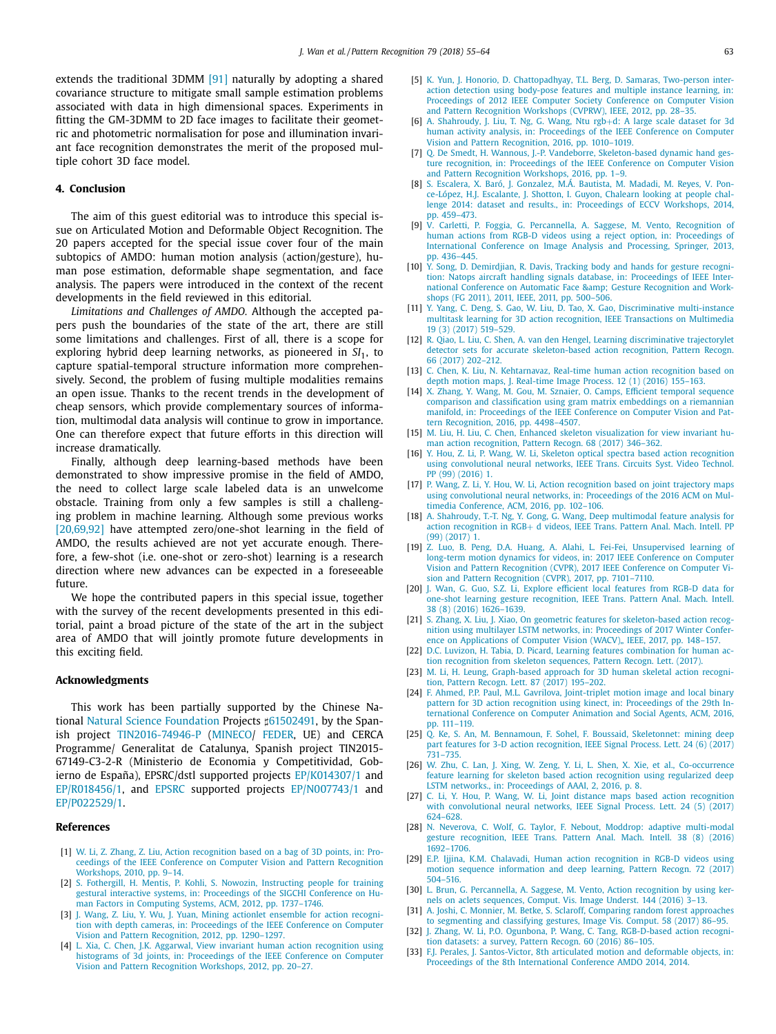extends the traditional 3DMM [91] naturally by adopting a shared covariance structure to mitigate small sample estimation problems associated with data in high dimensional spaces. Experiments in fitting the GM-3DMM to 2D face images to facilitate their geometric and photometric normalisation for pose and illumination invariant face recognition demonstrates the merit of the proposed multiple cohort 3D face model.

## 4. Conclusion

The aim of this guest editorial was to introduce this special issue on Articulated Motion and Deformable Object Recognition. The 20 papers accepted for the special issue cover four of the main subtopics of AMDO: human motion analysis (action/gesture), human pose estimation, deformable shape segmentation, and face analysis. The papers were introduced in the context of the recent developments in the field reviewed in this editorial.

*Limitations and Challenges of AMDO.* Although the accepted papers push the boundaries of the state of the art, there are still some limitations and challenges. First of all, there is a scope for exploring hybrid deep learning networks, as pioneered in $SI_1$, to capture spatial-temporal structure information more comprehensively. Second, the problem of fusing multiple modalities remains an open issue. Thanks to the recent trends in the development of cheap sensors, which provide complementary sources of information, multimodal data analysis will continue to grow in importance. One can therefore expect that future efforts in this direction will increase dramatically.

Finally, although deep learning-based methods have been demonstrated to show impressive promise in the field of AMDO, the need to collect large scale labeled data is an unwelcome obstacle. Training from only a few samples is still a challenging problem in machine learning. Although some previous works [20,69,92] have attempted zero/one-shot learning in the field of AMDO, the results achieved are not yet accurate enough. Therefore, a few-shot (i.e. one-shot or zero-shot) learning is a research direction where new advances can be expected in a foreseeable future.

We hope the contributed papers in this special issue, together with the survey of the recent developments presented in this editorial, paint a broad picture of the state of the art in the subject area of AMDO that will jointly promote future developments in this exciting field.

## Acknowledgments

This work has been partially supported by the Chinese National Natural Science Foundation Projects ♯61502491, by the Spanish project TIN2016-74946-P (MINECO/ FEDER, UE) and CERCA Programme/ Generalitat de Catalunya, Spanish project TIN2015-67149-C3-2-R (Ministerio de Economia y Competitividad, Gobierno de España), EPSRC/dstl supported projects EP/K014307/1 and EP/R018456/1, and EPSRC supported projects EP/N007743/1 and EP/P022529/1.

## References

[1] W. Li, Z. Zhang, Z. Liu, Action recognition based on a bag of 3D points, in: Proceedings of the IEEE Conference on Computer Vision and Pattern Recognition Workshops, 2010, pp. 9–14.

[2] S. Fothergill, H. Mentis, P. Kohli, S. Nowozin, Instructing people for training gestural interactive systems, in: Proceedings of the SIGCHI Conference on Human Factors in Computing Systems, ACM, 2012, pp. 1737–1746.

[3] J. Wang, Z. Liu, Y. Wu, J. Yuan, Mining actionlet ensemble for action recognition with depth cameras, in: Proceedings of the IEEE Conference on Computer Vision and Pattern Recognition, 2012, pp. 1290–1297.

[4] L. Xia, C. Chen, J.K. Aggarwal, View invariant human action recognition using histograms of 3d joints, in: Proceedings of the IEEE Conference on Computer Vision and Pattern Recognition Workshops, 2012, pp. 20–27.

[5] K. Yun, J. Honorio, D. Chattopadhyay, T.L. Berg, D. Samaras, Two-person interaction detection using body-pose features and multiple instance learning, in: Proceedings of 2012 IEEE Computer Society Conference on Computer Vision and Pattern Recognition Workshops (CVPRW), IEEE, 2012, pp. 28–35.

[6] A. Shahroudy, J. Liu, T. Ng, G. Wang, Ntu rgb+d: A large scale dataset for 3d human activity analysis, in: Proceedings of the IEEE Conference on Computer Vision and Pattern Recognition, 2016, pp. 1010–1019.

[7] Q. De Smedt, H. Wannous, J.-P. Vandeborre, Skeleton-based dynamic hand gesture recognition, in: Proceedings of the IEEE Conference on Computer Vision and Pattern Recognition Workshops, 2016, pp. 1–9.

[8] S. Escalera, X. Baró, J. Gonzalez, M.Á. Bautista, M. Madadi, M. Reyes, V. Ponce-López, H.J. Escalante, J. Shotton, I. Guyon, Chalearn looking at people challenge 2014: dataset and results., in: Proceedings of ECCV Workshops, 2014, pp. 459–473.

[9] V. Carletti, P. Foggia, G. Percannella, A. Saggese, M. Vento, Recognition of human actions from RGB-D videos using a reject option, in: Proceedings of International Conference on Image Analysis and Processing, Springer, 2013, pp. 436–445.

[10] Y. Song, D. Demirdjian, R. Davis, Tracking body and hands for gesture recognition: Natops aircraft handling signals database, in: Proceedings of IEEE International Conference on Automatic Face &amp; Gesture Recognition and Workshops (FG 2011), 2011, IEEE, 2011, pp. 500–506.

[11] Y. Yang, C. Deng, S. Gao, W. Liu, D. Tao, X. Gao, Discriminative multi-instance multitask learning for 3D action recognition, IEEE Transactions on Multimedia 19 (3) (2017) 519–529.

[12] R. Qiao, L. Liu, C. Shen, A. van den Hengel, Learning discriminative trajectorylet detector sets for accurate skeleton-based action recognition, Pattern Recogn. 66 (2017) 202–212.

[13] C. Chen, K. Liu, N. Kehtarnavaz, Real-time human action recognition based on depth motion maps, J. Real-time Image Process. 12 (1) (2016) 155–163.

[14] X. Zhang, Y. Wang, M. Gou, M. Sznaier, O. Camps, Efficient temporal sequence comparison and classification using gram matrix embeddings on a riemannian manifold, in: Proceedings of the IEEE Conference on Computer Vision and Pattern Recognition, 2016, pp. 4498–4507.

[15] M. Liu, H. Liu, C. Chen, Enhanced skeleton visualization for view invariant human action recognition, Pattern Recogn. 68 (2017) 346–362.

[16] Y. Hou, Z. Li, P. Wang, W. Li, Skeleton optical spectra based action recognition using convolutional neural networks, IEEE Trans. Circuits Syst. Video Technol. PP (99) (2016) 1.

[17] P. Wang, Z. Li, Y. Hou, W. Li, Action recognition based on joint trajectory maps using convolutional neural networks, in: Proceedings of the 2016 ACM on Multimedia Conference, ACM, 2016, pp. 102–106.

[18] A. Shahroudy, T.-T. Ng, Y. Gong, G. Wang, Deep multimodal feature analysis for action recognition in RGB+ d videos, IEEE Trans. Pattern Anal. Mach. Intell. PP (99) (2017) 1.

[19] Z. Luo, B. Peng, D.A. Huang, A. Alahi, L. Fei-Fei, Unsupervised learning of long-term motion dynamics for videos, in: 2017 IEEE Conference on Computer Vision and Pattern Recognition (CVPR), 2017 IEEE Conference on Computer Vision and Pattern Recognition (CVPR), 2017, pp. 7101–7110.

[20] J. Wan, G. Guo, S.Z. Li, Explore efficient local features from RGB-D data for one-shot learning gesture recognition, IEEE Trans. Pattern Anal. Mach. Intell. 38 (8) (2016) 1626–1639.

[21] S. Zhang, X. Liu, J. Xiao, On geometric features for skeleton-based action recognition using multilayer LSTM networks, in: Proceedings of 2017 Winter Conference on Applications of Computer Vision (WACV),, IEEE, 2017, pp. 148–157.

[22] D.C. Luvizon, H. Tabia, D. Picard, Learning features combination for human action recognition from skeleton sequences, Pattern Recogn. Lett. (2017).

[23] M. Li, H. Leung, Graph-based approach for 3D human skeletal action recognition, Pattern Recogn. Lett. 87 (2017) 195–202.

[24] F. Ahmed, P.P. Paul, M.L. Gavrilova, Joint-triplet motion image and local binary pattern for 3D action recognition using kinect, in: Proceedings of the 29th International Conference on Computer Animation and Social Agents, ACM, 2016, pp. 111–119.

[25] Q. Ke, S. An, M. Bennamoun, F. Sohel, F. Boussaid, Skeletonnet: mining deep part features for 3-D action recognition, IEEE Signal Process. Lett. 24 (6) (2017) 731–735.

[26] W. Zhu, C. Lan, J. Xing, W. Zeng, Y. Li, L. Shen, X. Xie, et al., Co-occurrence feature learning for skeleton based action recognition using regularized deep LSTM networks., in: Proceedings of AAAI, 2, 2016, p. 8.

[27] C. Li, Y. Hou, P. Wang, W. Li, Joint distance maps based action recognition with convolutional neural networks, IEEE Signal Process. Lett. 24 (5) (2017) 624–628.

[28] N. Neverova, C. Wolf, G. Taylor, F. Nebout, Moddrop: adaptive multi-modal gesture recognition, IEEE Trans. Pattern Anal. Mach. Intell. 38 (8) (2016) 1692–1706.

[29] E.P. Ijjina, K.M. Chalavadi, Human action recognition in RGB-D videos using motion sequence information and deep learning, Pattern Recogn. 72 (2017) 504–516.

[30] L. Brun, G. Percannella, A. Saggese, M. Vento, Action recognition by using kernels on aclets sequences, Comput. Vis. Image Underst. 144 (2016) 3–13.

[31] A. Joshi, C. Monnier, M. Betke, S. Sclaroff, Comparing random forest approaches to segmenting and classifying gestures, Image Vis. Comput. 58 (2017) 86–95.

[32] J. Zhang, W. Li, P.O. Ogunbona, P. Wang, C. Tang, RGB-D-based action recognition datasets: a survey, Pattern Recogn. 60 (2016) 86–105.

[33] F.J. Perales, J. Santos-Victor, 8th articulated motion and deformable objects, in: Proceedings of the 8th International Conference AMDO 2014, 2014.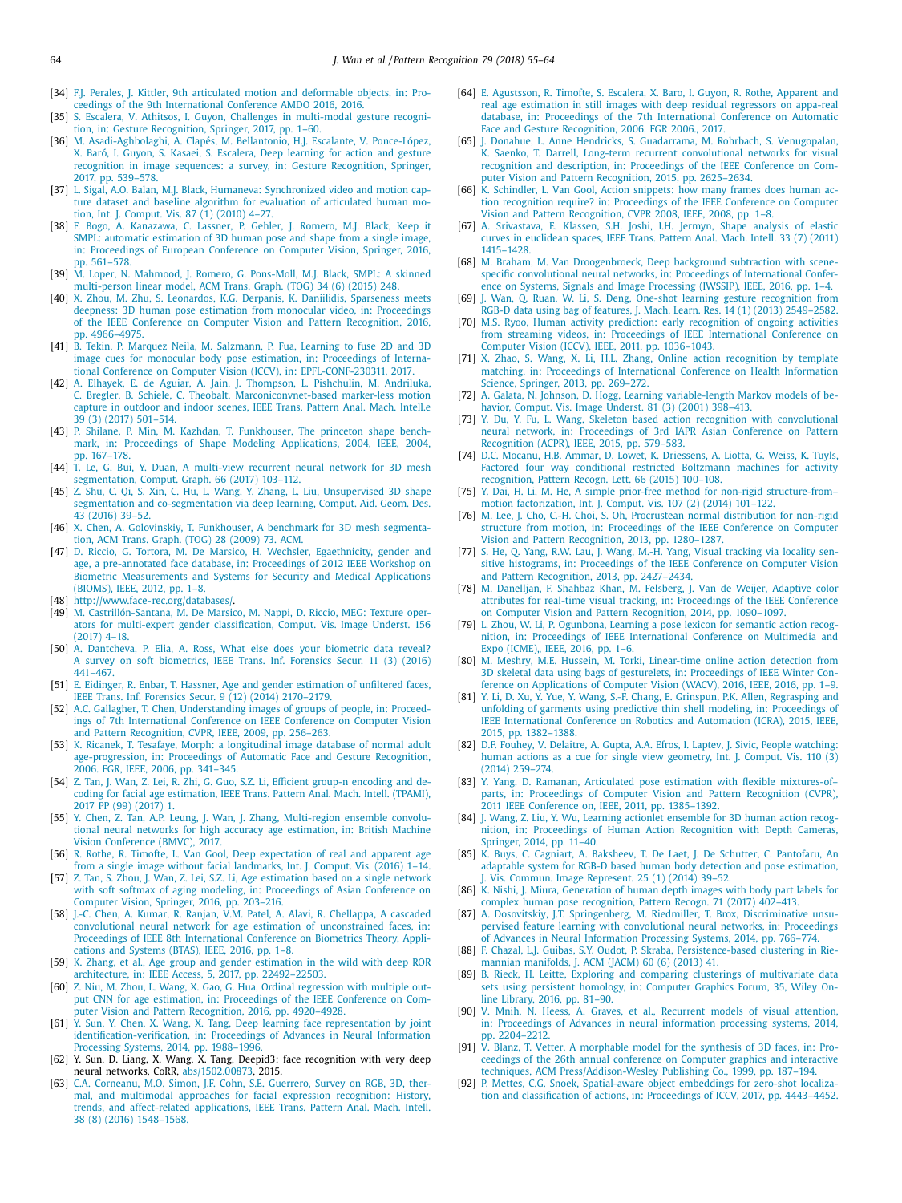[34] F.J. Perales, J. Kittler, 9th articulated motion and deformable objects, in: Proceedings of the 9th International Conference AMDO 2016, 2016.

[35] S. Escalera, V. Athitsos, I. Guyon, Challenges in multi-modal gesture recognition, in: Gesture Recognition, Springer, 2017, pp. 1–60.

[36] M. Asadi-Aghbolaghi, A. Clapés, M. Bellantonio, H.J. Escalante, V. Ponce-López, X. Baró, I. Guyon, S. Kasaei, S. Escalera, Deep learning for action and gesture recognition in image sequences: a survey, in: Gesture Recognition, Springer, 2017, pp. 539–578.

[37] L. Sigal, A.O. Balan, M.J. Black, Humaneva: Synchronized video and motion capture dataset and baseline algorithm for evaluation of articulated human motion, Int. J. Comput. Vis. 87 (1) (2010) 4–27.

[38] F. Bogo, A. Kanazawa, C. Lassner, P. Gehler, J. Romero, M.J. Black, Keep it SMPL: automatic estimation of 3D human pose and shape from a single image, in: Proceedings of European Conference on Computer Vision, Springer, 2016, pp. 561–578.

[39] M. Loper, N. Mahmood, J. Romero, G. Pons-Moll, M.J. Black, SMPL: A skinned multi-person linear model, ACM Trans. Graph. (TOG) 34 (6) (2015) 248.

[40] X. Zhou, M. Zhu, S. Leonardos, K.G. Derpanis, K. Daniilidis, Sparseness meets deepness: 3D human pose estimation from monocular video, in: Proceedings of the IEEE Conference on Computer Vision and Pattern Recognition, 2016, pp. 4966–4975.

[41] B. Tekin, P. Marquez Neila, M. Salzmann, P. Fua, Learning to fuse 2D and 3D image cues for monocular body pose estimation, in: Proceedings of International Conference on Computer Vision (ICCV), in: EPFL-CONF-230311, 2017.

[42] A. Elhayek, E. de Aguiar, A. Jain, J. Thompson, L. Pishchulin, M. Andriluka, C. Bregler, B. Schiele, C. Theobalt, Marconiconvnet-based marker-less motion capture in outdoor and indoor scenes, IEEE Trans. Pattern Anal. Mach. Intell.e 39 (3) (2017) 501–514.

[43] P. Shilane, P. Min, M. Kazhdan, T. Funkhouser, The princeton shape benchmark, in: Proceedings of Shape Modeling Applications, 2004, IEEE, 2004, pp. 167–178.

[44] T. Le, G. Bui, Y. Duan, A multi-view recurrent neural network for 3D mesh segmentation, Comput. Graph. 66 (2017) 103–112.

[45] Z. Shu, C. Qi, S. Xin, C. Hu, L. Wang, Y. Zhang, L. Liu, Unsupervised 3D shape segmentation and co-segmentation via deep learning, Comput. Aid. Geom. Des. 43 (2016) 39–52.

[46] X. Chen, A. Golovinskiy, T. Funkhouser, A benchmark for 3D mesh segmentation, ACM Trans. Graph. (TOG) 28 (2009) 73. ACM.

[47] D. Riccio, G. Tortora, M. De Marsico, H. Wechsler, Egaethnicity, gender and age, a pre-annotated face database, in: Proceedings of 2012 IEEE Workshop on Biometric Measurements and Systems for Security and Medical Applications (BIOMS), IEEE, 2012, pp. 1–8.

[48] http://www.face-rec.org/databases/.

[49] M. Castrillón-Santana, M. De Marsico, M. Nappi, D. Riccio, MEG: Texture operators for multi-expert gender classification, Comput. Vis. Image Underst. 156 (2017) 4–18.

[50] A. Dantcheva, P. Elia, A. Ross, What else does your biometric data reveal? A survey on soft biometrics, IEEE Trans. Inf. Forensics Secur. 11 (3) (2016) 441–467.

[51] E. Eidinger, R. Enbar, T. Hassner, Age and gender estimation of unfiltered faces, IEEE Trans. Inf. Forensics Secur. 9 (12) (2014) 2170–2179.

[52] A.C. Gallagher, T. Chen, Understanding images of groups of people, in: Proceedings of 7th International Conference on IEEE Conference on Computer Vision and Pattern Recognition, CVPR, IEEE, 2009, pp. 256–263.

[53] K. Ricanek, T. Tesafaye, Morph: a longitudinal image database of normal adult age-progression, in: Proceedings of Automatic Face and Gesture Recognition, 2006. FGR, IEEE, 2006, pp. 341–345.

[54] Z. Tan, J. Wan, Z. Lei, R. Zhi, G. Guo, S.Z. Li, Efficient group-n encoding and decoding for facial age estimation, IEEE Trans. Pattern Anal. Mach. Intell. (TPAMI), 2017 PP (99) (2017) 1.

[55] Y. Chen, Z. Tan, A.P. Leung, J. Wan, J. Zhang, Multi-region ensemble convolutional neural networks for high accuracy age estimation, in: British Machine Vision Conference (BMVC), 2017.

[56] R. Rothe, R. Timofte, L. Van Gool, Deep expectation of real and apparent age from a single image without facial landmarks, Int. J. Comput. Vis. (2016) 1–14.

[57] Z. Tan, S. Zhou, J. Wan, Z. Lei, S.Z. Li, Age estimation based on a single network with soft softmax of aging modeling, in: Proceedings of Asian Conference on Computer Vision, Springer, 2016, pp. 203–216.

[58] J.-C. Chen, A. Kumar, R. Ranjan, V.M. Patel, A. Alavi, R. Chellappa, A cascaded convolutional neural network for age estimation of unconstrained faces, in: Proceedings of IEEE 8th International Conference on Biometrics Theory, Applications and Systems (BTAS), IEEE, 2016, pp. 1–8.

[59] K. Zhang, et al., Age group and gender estimation in the wild with deep ROR architecture, in: IEEE Access, 5, 2017, pp. 22492–22503.

[60] Z. Niu, M. Zhou, L. Wang, X. Gao, G. Hua, Ordinal regression with multiple output CNN for age estimation, in: Proceedings of the IEEE Conference on Computer Vision and Pattern Recognition, 2016, pp. 4920–4928.

[61] Y. Sun, Y. Chen, X. Wang, X. Tang, Deep learning face representation by joint identification-verification, in: Proceedings of Advances in Neural Information Processing Systems, 2014, pp. 1988–1996.

[62] Y. Sun, D. Liang, X. Wang, X. Tang, Deepid3: face recognition with very deep neural networks, CoRR, abs/1502.00873, 2015.

[63] C.A. Corneanu, M.O. Simon, J.F. Cohn, S.E. Guerrero, Survey on RGB, 3D, thermal, and multimodal approaches for facial expression recognition: History, trends, and affect-related applications, IEEE Trans. Pattern Anal. Mach. Intell. 38 (8) (2016) 1548–1568.

[64] E. Agustsson, R. Timofte, S. Escalera, X. Baro, I. Guyon, R. Rothe, Apparent and real age estimation in still images with deep residual regressors on appa-real database, in: Proceedings of the 7th International Conference on Automatic Face and Gesture Recognition, 2006. FGR 2006., 2017.

[65] J. Donahue, L. Anne Hendricks, S. Guadarrama, M. Rohrbach, S. Venugopalan, K. Saenko, T. Darrell, Long-term recurrent convolutional networks for visual recognition and description, in: Proceedings of the IEEE Conference on Computer Vision and Pattern Recognition, 2015, pp. 2625–2634.

[66] K. Schindler, L. Van Gool, Action snippets: how many frames does human action recognition require? in: Proceedings of the IEEE Conference on Computer Vision and Pattern Recognition, CVPR 2008, IEEE, 2008, pp. 1–8.

[67] A. Srivastava, E. Klassen, S.H. Joshi, I.H. Jermyn, Shape analysis of elastic curves in euclidean spaces, IEEE Trans. Pattern Anal. Mach. Intell. 33 (7) (2011) 1415–1428.

[68] M. Braham, M. Van Droogenbroeck, Deep background subtraction with scene-specific convolutional neural networks, in: Proceedings of International Conference on Systems, Signals and Image Processing (IWSSIP), IEEE, 2016, pp. 1–4.

[69] J. Wan, Q. Ruan, W. Li, S. Deng, One-shot learning gesture recognition from RGB-D data using bag of features, J. Mach. Learn. Res. 14 (1) (2013) 2549–2582.

[70] M.S. Ryoo, Human activity prediction: early recognition of ongoing activities from streaming videos, in: Proceedings of IEEE International Conference on Computer Vision (ICCV), IEEE, 2011, pp. 1036–1043.

[71] X. Zhao, S. Wang, X. Li, H.L. Zhang, Online action recognition by template matching, in: Proceedings of International Conference on Health Information Science, Springer, 2013, pp. 269–272.

[72] A. Galata, N. Johnson, D. Hogg, Learning variable-length Markov models of behavior, Comput. Vis. Image Underst. 81 (3) (2001) 398–413.

[73] Y. Du, Y. Fu, L. Wang, Skeleton based action recognition with convolutional neural network, in: Proceedings of 3rd IAPR Asian Conference on Pattern Recognition (ACPR), IEEE, 2015, pp. 579–583.

[74] D.C. Mocanu, H.B. Ammar, D. Lowet, K. Driessens, A. Liotta, G. Weiss, K. Tuyls, Factored four way conditional restricted Boltzmann machines for activity recognition, Pattern Recogn. Lett. 66 (2015) 100–108.

[75] Y. Dai, H. Li, M. He, A simple prior-free method for non-rigid structure-from-motion factorization, Int. J. Comput. Vis. 107 (2) (2014) 101–122.

[76] M. Lee, J. Cho, C.-H. Choi, S. Oh, Procrustean normal distribution for non-rigid structure from motion, in: Proceedings of the IEEE Conference on Computer Vision and Pattern Recognition, 2013, pp. 1280–1287.

[77] S. He, Q. Yang, R.W. Lau, J. Wang, M.-H. Yang, Visual tracking via locality sensitive histograms, in: Proceedings of the IEEE Conference on Computer Vision and Pattern Recognition, 2013, pp. 2427–2434.

[78] M. Danelljan, F. Shahbaz Khan, M. Felsberg, J. Van de Weijer, Adaptive color attributes for real-time visual tracking, in: Proceedings of the IEEE Conference on Computer Vision and Pattern Recognition, 2014, pp. 1090–1097.

[79] L. Zhou, W. Li, P. Ogunbona, Learning a pose lexicon for semantic action recognition, in: Proceedings of IEEE International Conference on Multimedia and Expo (ICME),, IEEE, 2016, pp. 1–6.

[80] M. Meshry, M.E. Hussein, M. Torki, Linear-time online action detection from 3D skeletal data using bags of gesturelets, in: Proceedings of IEEE Winter Conference on Applications of Computer Vision (WACV), 2016, IEEE, 2016, pp. 1–9.

[81] Y. Li, D. Xu, Y. Yue, Y. Wang, S.-F. Chang, E. Grinspun, P.K. Allen, Regrasping and unfolding of garments using predictive thin shell modeling, in: Proceedings of IEEE International Conference on Robotics and Automation (ICRA), 2015, IEEE, 2015, pp. 1382–1388.

[82] D.F. Fouhey, V. Delaitre, A. Gupta, A.A. Efros, I. Laptev, J. Sivic, People watching: human actions as a cue for single view geometry, Int. J. Comput. Vis. 110 (3) (2014) 259–274.

[83] Y. Yang, D. Ramanan, Articulated pose estimation with flexible mixtures-of-parts, in: Proceedings of Computer Vision and Pattern Recognition (CVPR), 2011 IEEE Conference on, IEEE, 2011, pp. 1385–1392.

[84] J. Wang, Z. Liu, Y. Wu, Learning actionlet ensemble for 3D human action recognition, in: Proceedings of Human Action Recognition with Depth Cameras, Springer, 2014, pp. 11–40.

[85] K. Buys, C. Cagniart, A. Baksheev, T. De Laet, J. De Schutter, C. Pantofaru, An adaptable system for RGB-D based human body detection and pose estimation, J. Vis. Commun. Image Represent. 25 (1) (2014) 39–52.

[86] K. Nishi, J. Miura, Generation of human depth images with body part labels for complex human pose recognition, Pattern Recogn. 71 (2017) 402–413.

[87] A. Dosovitskiy, J.T. Springenberg, M. Riedmiller, T. Brox, Discriminative unsupervised feature learning with convolutional neural networks, in: Proceedings of Advances in Neural Information Processing Systems, 2014, pp. 766–774.

[88] F. Chazal, L.J. Guibas, S.Y. Oudot, P. Skraba, Persistence-based clustering in Riemannian manifolds, J. ACM (JACM) 60 (6) (2013) 41.

[89] B. Rieck, H. Leitte, Exploring and comparing clusterings of multivariate data sets using persistent homology, in: Computer Graphics Forum, 35, Wiley Online Library, 2016, pp. 81–90.

[90] V. Mnih, N. Heess, A. Graves, et al., Recurrent models of visual attention, in: Proceedings of Advances in neural information processing systems, 2014, pp. 2204–2212.

[91] V. Blanz, T. Vetter, A morphable model for the synthesis of 3D faces, in: Proceedings of the 26th annual conference on Computer graphics and interactive techniques, ACM Press/Addison-Wesley Publishing Co., 1999, pp. 187–194.

[92] P. Mettes, C.G. Snoek, Spatial-aware object embeddings for zero-shot localization and classification of actions, in: Proceedings of ICCV, 2017, pp. 4443–4452.